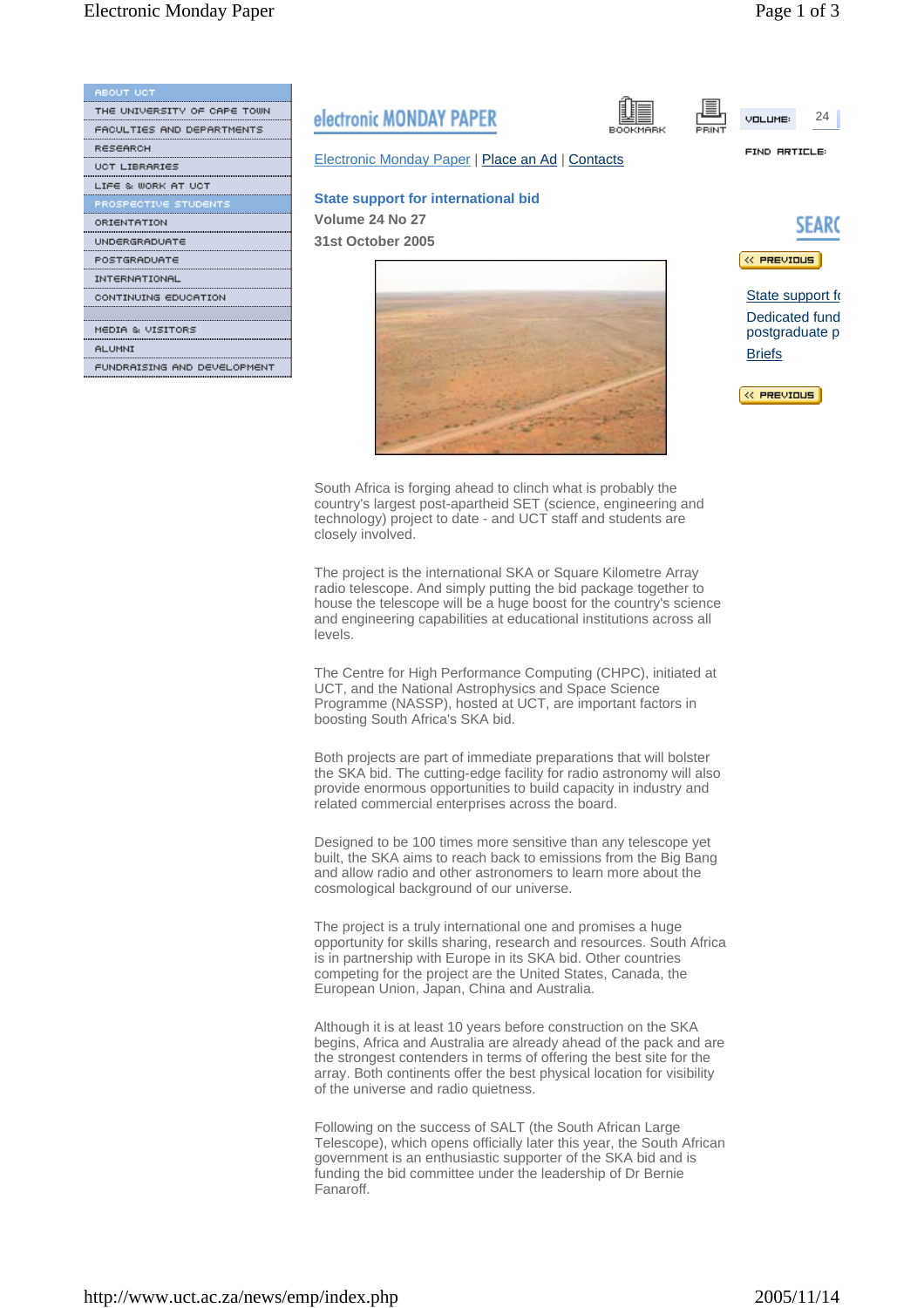# State support for international bid

**Volume 24 No 27**

**31st October 2005**

South Africa is forging ahead to clinch what is probably the country's largest post-apartheid SET (science, engineering and technology) project to date - and UCT staff and students are closely involved.

The project is the international SKA or Square Kilometre Array radio telescope. And simply putting the bid package together to house the telescope will be a huge boost for the country's science and engineering capabilities at educational institutions across all levels.

The Centre for High Performance Computing (CHPC), initiated at UCT, and the National Astrophysics and Space Science Programme (NASSP), hosted at UCT, are important factors in boosting South Africa's SKA bid.

Both projects are part of immediate preparations that will bolster the SKA bid. The cutting-edge facility for radio astronomy will also provide enormous opportunities to build capacity in industry and related commercial enterprises across the board.

Designed to be 100 times more sensitive than any telescope yet built, the SKA aims to reach back to emissions from the Big Bang and allow radio and other astronomers to learn more about the cosmological background of our universe.

The project is a truly international one and promises a huge opportunity for skills sharing, research and resources. South Africa is in partnership with Europe in its SKA bid. Other countries competing for the project are the United States, Canada, the European Union, Japan, China and Australia.

Although it is at least 10 years before construction on the SKA begins, Africa and Australia are already ahead of the pack and are the strongest contenders in terms of offering the best site for the array. Both continents offer the best physical location for visibility of the universe and radio quietness.

Following on the success of SALT (the South African Large Telescope), which opens officially later this year, the South African government is an enthusiastic supporter of the SKA bid and is funding the bid committee under the leadership of Dr Bernie Fanaroff.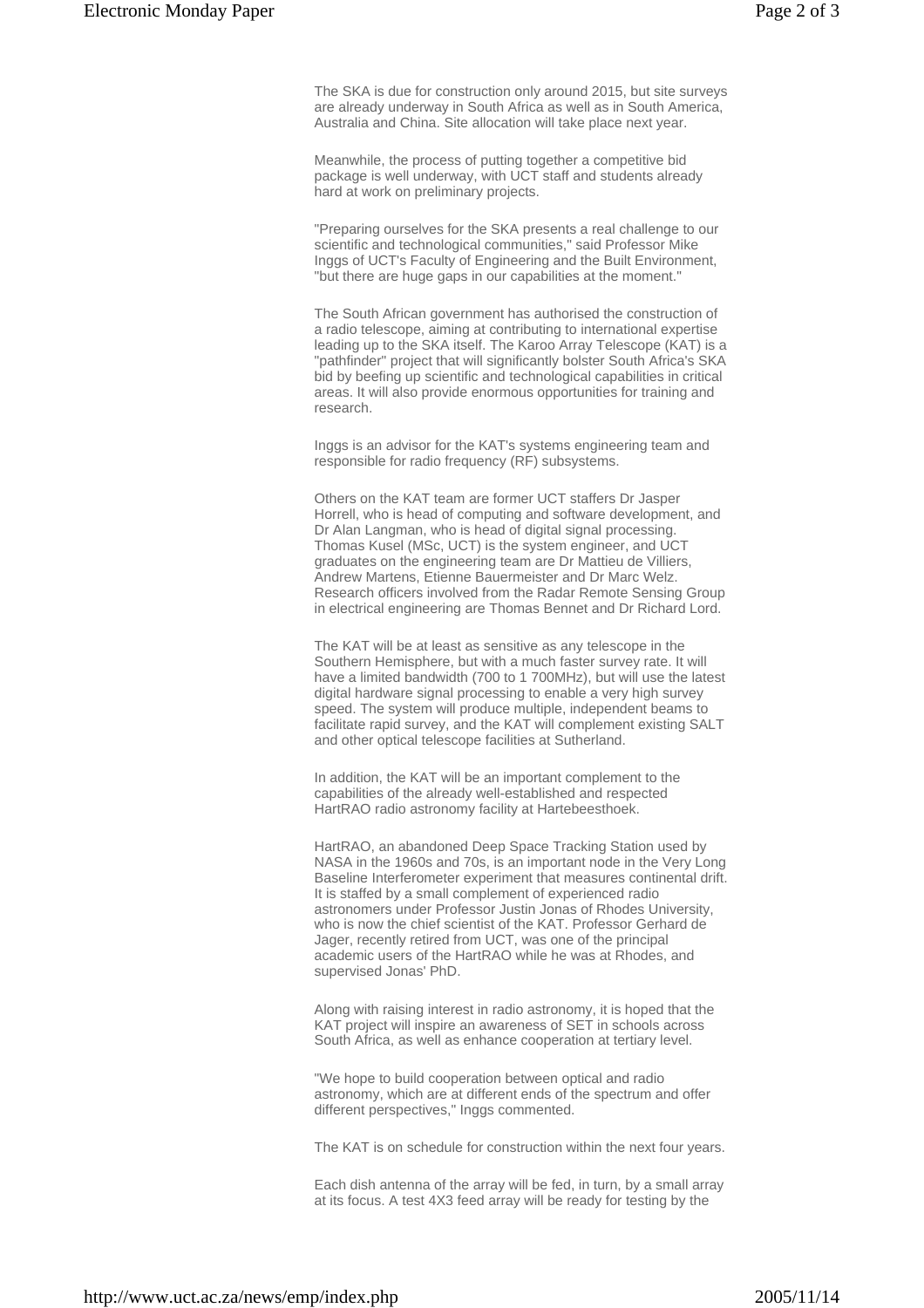The SKA is due for construction only around 2015, but site surveys are already underway in South Africa as well as in South America, Australia and China. Site allocation will take place next year.

Meanwhile, the process of putting together a competitive bid package is well underway, with UCT staff and students already hard at work on preliminary projects.

"Preparing ourselves for the SKA presents a real challenge to our scientific and technological communities," said Professor Mike Inggs of UCT's Faculty of Engineering and the Built Environment, "but there are huge gaps in our capabilities at the moment."

The South African government has authorised the construction of a radio telescope, aiming at contributing to international expertise leading up to the SKA itself. The Karoo Array Telescope (KAT) is a "pathfinder" project that will significantly bolster South Africa's SKA bid by beefing up scientific and technological capabilities in critical areas. It will also provide enormous opportunities for training and research.

Inggs is an advisor for the KAT's systems engineering team and responsible for radio frequency (RF) subsystems.

Others on the KAT team are former UCT staffers Dr Jasper Horrell, who is head of computing and software development, and Dr Alan Langman, who is head of digital signal processing. Thomas Kusel (MSc, UCT) is the system engineer, and UCT graduates on the engineering team are Dr Mattieu de Villiers, Andrew Martens, Etienne Bauermeister and Dr Marc Welz. Research officers involved from the Radar Remote Sensing Group in electrical engineering are Thomas Bennet and Dr Richard Lord.

The KAT will be at least as sensitive as any telescope in the Southern Hemisphere, but with a much faster survey rate. It will have a limited bandwidth (700 to 1 700MHz), but will use the latest digital hardware signal processing to enable a very high survey speed. The system will produce multiple, independent beams to facilitate rapid survey, and the KAT will complement existing SALT and other optical telescope facilities at Sutherland.

In addition, the KAT will be an important complement to the capabilities of the already well-established and respected HartRAO radio astronomy facility at Hartebeesthoek.

HartRAO, an abandoned Deep Space Tracking Station used by NASA in the 1960s and 70s, is an important node in the Very Long Baseline Interferometer experiment that measures continental drift. It is staffed by a small complement of experienced radio astronomers under Professor Justin Jonas of Rhodes University, who is now the chief scientist of the KAT. Professor Gerhard de Jager, recently retired from UCT, was one of the principal academic users of the HartRAO while he was at Rhodes, and supervised Jonas' PhD.

Along with raising interest in radio astronomy, it is hoped that the KAT project will inspire an awareness of SET in schools across South Africa, as well as enhance cooperation at tertiary level.

"We hope to build cooperation between optical and radio astronomy, which are at different ends of the spectrum and offer different perspectives," Inggs commented.

The KAT is on schedule for construction within the next four years.

Each dish antenna of the array will be fed, in turn, by a small array at its focus. A test 4X3 feed array will be ready for testing by the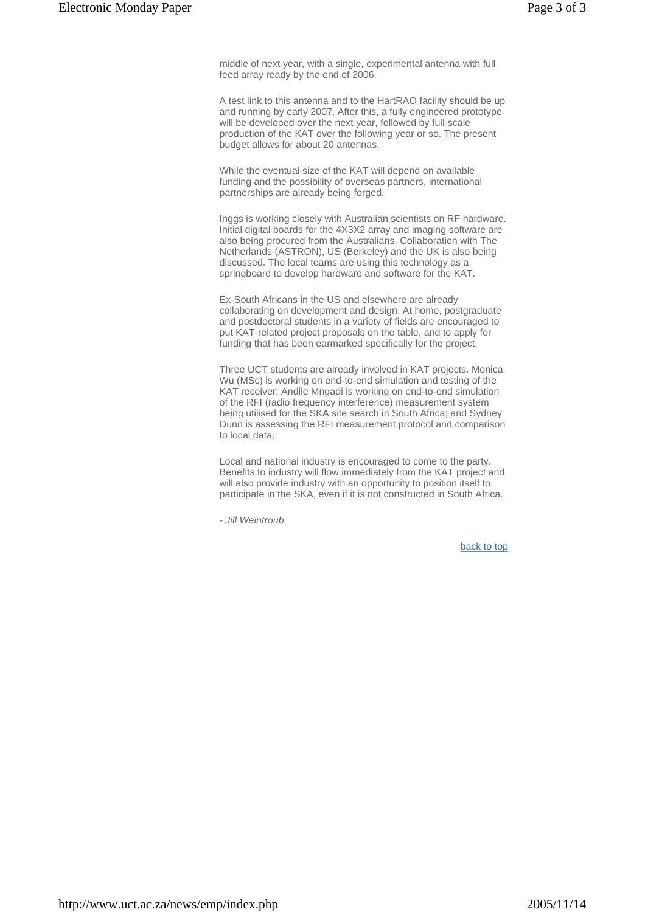middle of next year, with a single, experimental antenna with full feed array ready by the end of 2006.

A test link to this antenna and to the HartRAO facility should be up and running by early 2007. After this, a fully engineered prototype will be developed over the next year, followed by full-scale production of the KAT over the following year or so. The present budget allows for about 20 antennas.

While the eventual size of the KAT will depend on available funding and the possibility of overseas partners, international partnerships are already being forged.

Inggs is working closely with Australian scientists on RF hardware. Initial digital boards for the 4X3X2 array and imaging software are also being procured from the Australians. Collaboration with The Netherlands (ASTRON), US (Berkeley) and the UK is also being discussed. The local teams are using this technology as a springboard to develop hardware and software for the KAT.

Ex-South Africans in the US and elsewhere are already collaborating on development and design. At home, postgraduate and postdoctoral students in a variety of fields are encouraged to put KAT-related project proposals on the table, and to apply for funding that has been earmarked specifically for the project.

Three UCT students are already involved in KAT projects. Monica Wu (MSc) is working on end-to-end simulation and testing of the KAT receiver; Andile Mngadi is working on end-to-end simulation of the RFI (radio frequency interference) measurement system being utilised for the SKA site search in South Africa; and Sydney Dunn is assessing the RFI measurement protocol and comparison to local data.

Local and national industry is encouraged to come to the party. Benefits to industry will flow immediately from the KAT project and will also provide industry with an opportunity to position itself to participate in the SKA, even if it is not constructed in South Africa.

*- Jill Weintroub*

back to top